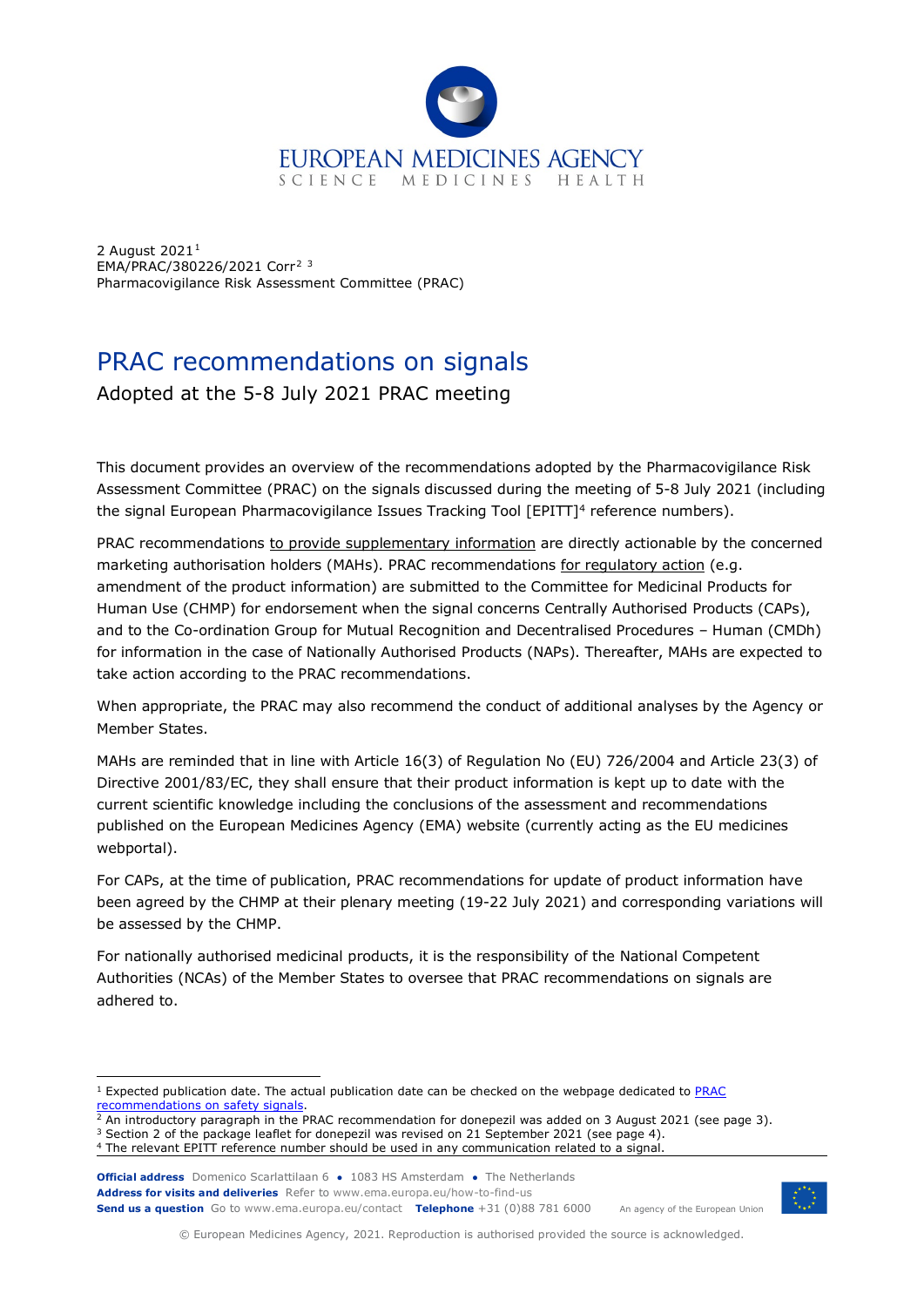2 August 2021[1]
EMA/PRAC/380226/2021 Corr[2] [3]
Pharmacovigilance Risk Assessment Committee (PRAC)

# PRAC recommendations on signals

## Adopted at the 5-8 July 2021 PRAC meeting

This document provides an overview of the recommendations adopted by the Pharmacovigilance Risk Assessment Committee (PRAC) on the signals discussed during the meeting of 5-8 July 2021 (including the signal European Pharmacovigilance Issues Tracking Tool [EPITT][4] reference numbers).

PRAC recommendations to provide supplementary information are directly actionable by the concerned marketing authorisation holders (MAHs). PRAC recommendations for regulatory action (e.g. amendment of the product information) are submitted to the Committee for Medicinal Products for Human Use (CHMP) for endorsement when the signal concerns Centrally Authorised Products (CAPs), and to the Co-ordination Group for Mutual Recognition and Decentralised Procedures – Human (CMDh) for information in the case of Nationally Authorised Products (NAPs). Thereafter, MAHs are expected to take action according to the PRAC recommendations.

When appropriate, the PRAC may also recommend the conduct of additional analyses by the Agency or Member States.

MAHs are reminded that in line with Article 16(3) of Regulation No (EU) 726/2004 and Article 23(3) of Directive 2001/83/EC, they shall ensure that their product information is kept up to date with the current scientific knowledge including the conclusions of the assessment and recommendations published on the European Medicines Agency (EMA) website (currently acting as the EU medicines webportal).

For CAPs, at the time of publication, PRAC recommendations for update of product information have been agreed by the CHMP at their plenary meeting (19-22 July 2021) and corresponding variations will be assessed by the CHMP.

For nationally authorised medicinal products, it is the responsibility of the National Competent Authorities (NCAs) of the Member States to oversee that PRAC recommendations on signals are adhered to.

---

[1] Expected publication date. The actual publication date can be checked on the webpage dedicated to PRAC recommendations on safety signals.
[2] An introductory paragraph in the PRAC recommendation for donepezil was added on 3 August 2021 (see page 3).
[3] Section 2 of the package leaflet for donepezil was revised on 21 September 2021 (see page 4).
[4] The relevant EPITT reference number should be used in any communication related to a signal.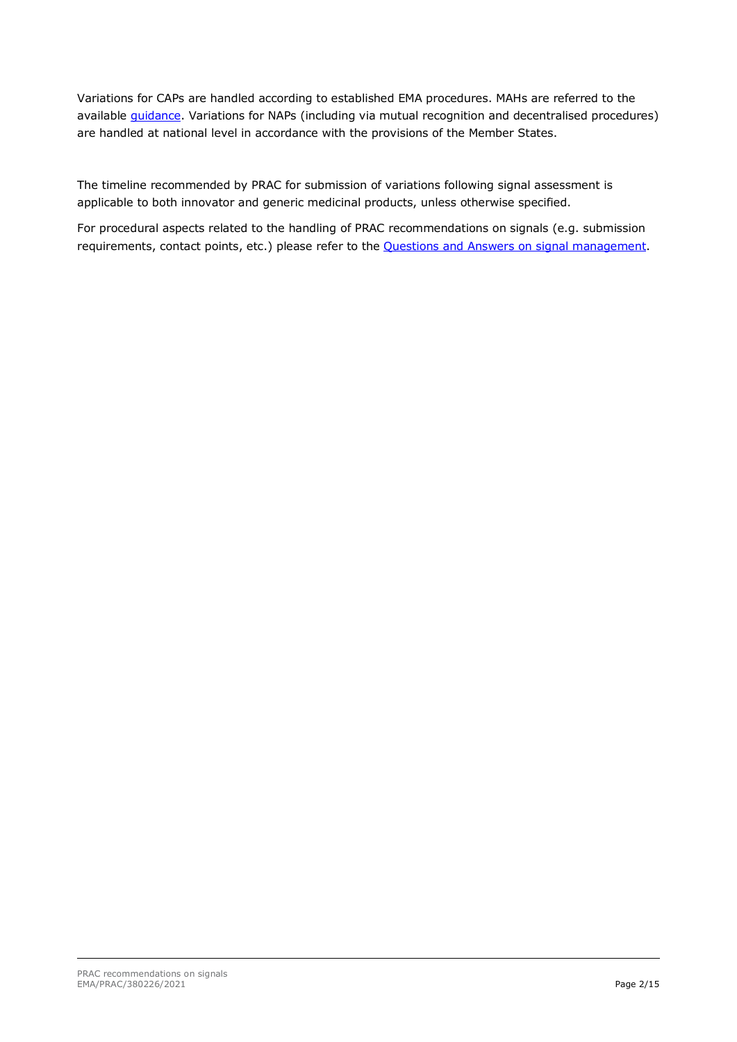Variations for CAPs are handled according to established EMA procedures. MAHs are referred to the available guidance. Variations for NAPs (including via mutual recognition and decentralised procedures) are handled at national level in accordance with the provisions of the Member States.

The timeline recommended by PRAC for submission of variations following signal assessment is applicable to both innovator and generic medicinal products, unless otherwise specified.

For procedural aspects related to the handling of PRAC recommendations on signals (e.g. submission requirements, contact points, etc.) please refer to the Questions and Answers on signal management.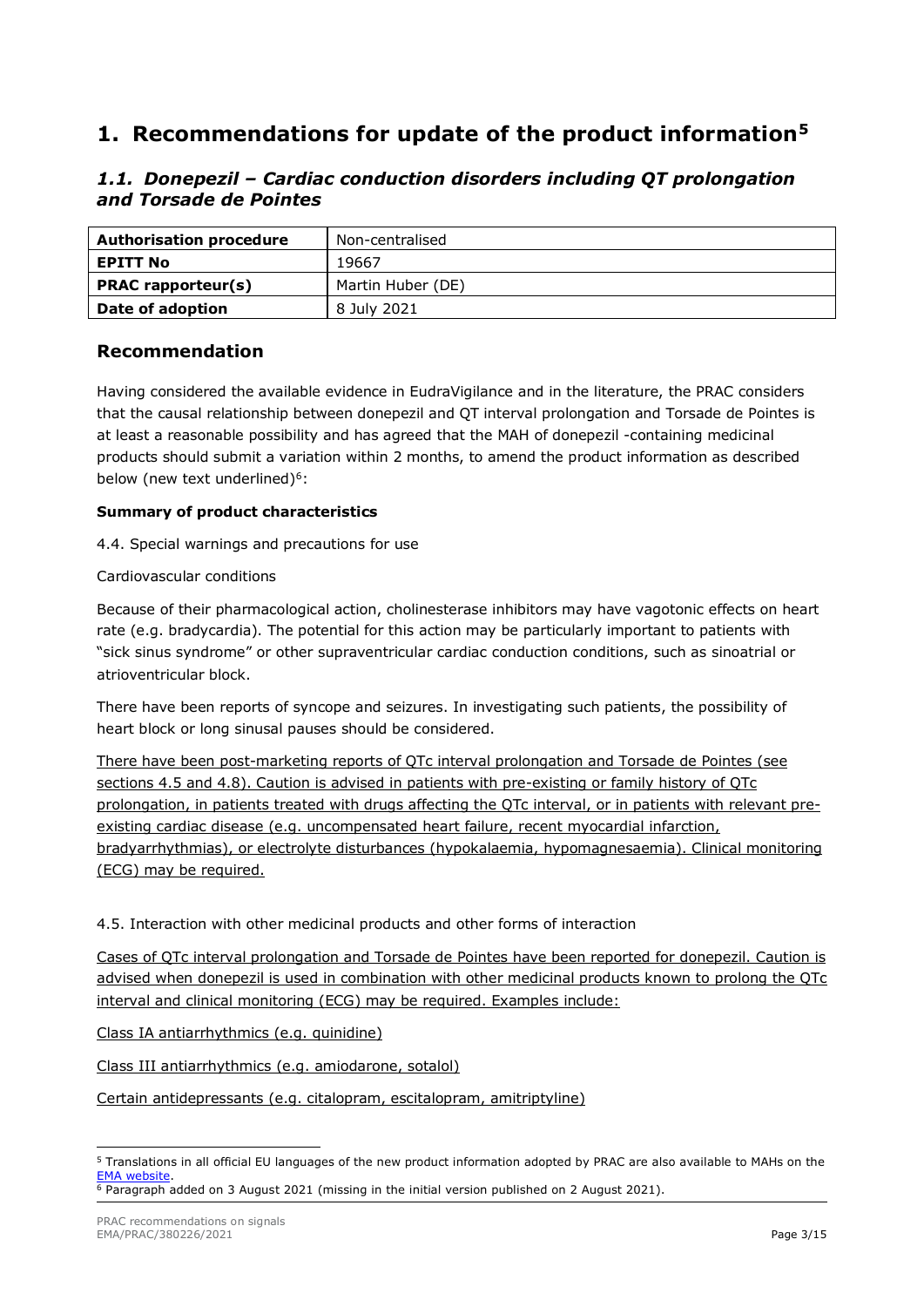# 1. Recommendations for update of the product information[5]

### *1.1. Donepezil – Cardiac conduction disorders including QT prolongation and Torsade de Pointes*

| Authorisation procedure | Non-centralised |
|---|---|
| EPITT No | 19667 |
| PRAC rapporteur(s) | Martin Huber (DE) |
| Date of adoption | 8 July 2021 |

## Recommendation

Having considered the available evidence in EudraVigilance and in the literature, the PRAC considers that the causal relationship between donepezil and QT interval prolongation and Torsade de Pointes is at least a reasonable possibility and has agreed that the MAH of donepezil -containing medicinal products should submit a variation within 2 months, to amend the product information as described below (new text underlined)[6]:

**Summary of product characteristics**

4.4. Special warnings and precautions for use

Cardiovascular conditions

Because of their pharmacological action, cholinesterase inhibitors may have vagotonic effects on heart rate (e.g. bradycardia). The potential for this action may be particularly important to patients with "sick sinus syndrome" or other supraventricular cardiac conduction conditions, such as sinoatrial or atrioventricular block.

There have been reports of syncope and seizures. In investigating such patients, the possibility of heart block or long sinusal pauses should be considered.

<u>There have been post-marketing reports of QTc interval prolongation and Torsade de Pointes (see sections 4.5 and 4.8). Caution is advised in patients with pre-existing or family history of QTc prolongation, in patients treated with drugs affecting the QTc interval, or in patients with relevant pre-existing cardiac disease (e.g. uncompensated heart failure, recent myocardial infarction, bradyarrhythmias), or electrolyte disturbances (hypokalaemia, hypomagnesaemia). Clinical monitoring (ECG) may be required.</u>

4.5. Interaction with other medicinal products and other forms of interaction

<u>Cases of QTc interval prolongation and Torsade de Pointes have been reported for donepezil. Caution is advised when donepezil is used in combination with other medicinal products known to prolong the QTc interval and clinical monitoring (ECG) may be required. Examples include:</u>

<u>Class IA antiarrhythmics (e.g. quinidine)</u>

<u>Class III antiarrhythmics (e.g. amiodarone, sotalol)</u>

<u>Certain antidepressants (e.g. citalopram, escitalopram, amitriptyline)</u>

---

[5] Translations in all official EU languages of the new product information adopted by PRAC are also available to MAHs on the EMA website.

[6] Paragraph added on 3 August 2021 (missing in the initial version published on 2 August 2021).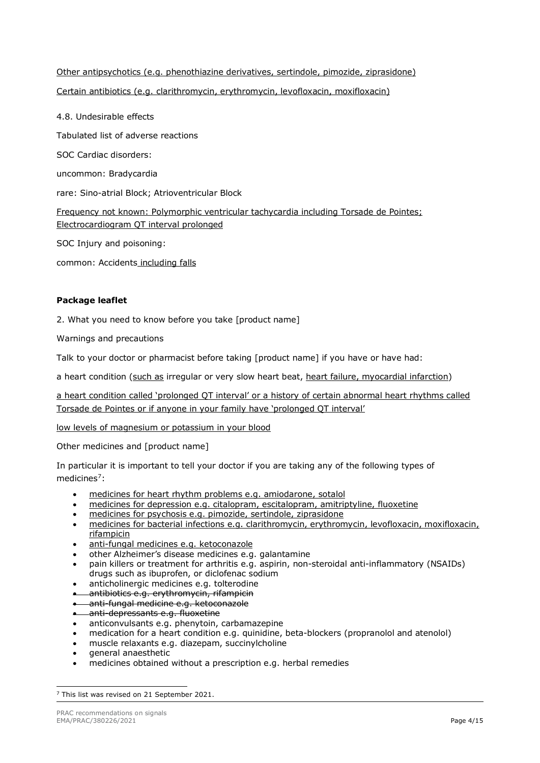<u>Other antipsychotics (e.g. phenothiazine derivatives, sertindole, pimozide, ziprasidone)</u>

<u>Certain antibiotics (e.g. clarithromycin, erythromycin, levofloxacin, moxifloxacin)</u>

4.8. Undesirable effects

Tabulated list of adverse reactions

SOC Cardiac disorders:

uncommon: Bradycardia

rare: Sino-atrial Block; Atrioventricular Block

<u>Frequency not known: Polymorphic ventricular tachycardia including Torsade de Pointes; Electrocardiogram QT interval prolonged</u>

SOC Injury and poisoning:

common: Accidents<u> including falls</u>

**Package leaflet**

2. What you need to know before you take [product name]

Warnings and precautions

Talk to your doctor or pharmacist before taking [product name] if you have or have had:

a heart condition (<u>such as</u> irregular or very slow heart beat, <u>heart failure, myocardial infarction</u>)

<u>a heart condition called 'prolonged QT interval' or a history of certain abnormal heart rhythms called Torsade de Pointes or if anyone in your family have 'prolonged QT interval'</u>

<u>low levels of magnesium or potassium in your blood</u>

Other medicines and [product name]

In particular it is important to tell your doctor if you are taking any of the following types of medicines[7]:

- <u>medicines for heart rhythm problems e.g. amiodarone, sotalol</u>
- <u>medicines for depression e.g. citalopram, escitalopram, amitriptyline, fluoxetine</u>
- <u>medicines for psychosis e.g. pimozide, sertindole, ziprasidone</u>
- <u>medicines for bacterial infections e.g. clarithromycin, erythromycin, levofloxacin, moxifloxacin, rifampicin</u>
- <u>anti-fungal medicines e.g. ketoconazole</u>
- other Alzheimer's disease medicines e.g. galantamine
- pain killers or treatment for arthritis e.g. aspirin, non-steroidal anti-inflammatory (NSAIDs) drugs such as ibuprofen, or diclofenac sodium
- anticholinergic medicines e.g. tolterodine
- ~~antibiotics e.g. erythromycin, rifampicin~~
- ~~anti-fungal medicine e.g. ketoconazole~~
- ~~anti-depressants e.g. fluoxetine~~
- anticonvulsants e.g. phenytoin, carbamazepine
- medication for a heart condition e.g. quinidine, beta-blockers (propranolol and atenolol)
- muscle relaxants e.g. diazepam, succinylcholine
- general anaesthetic
- medicines obtained without a prescription e.g. herbal remedies

[7] This list was revised on 21 September 2021.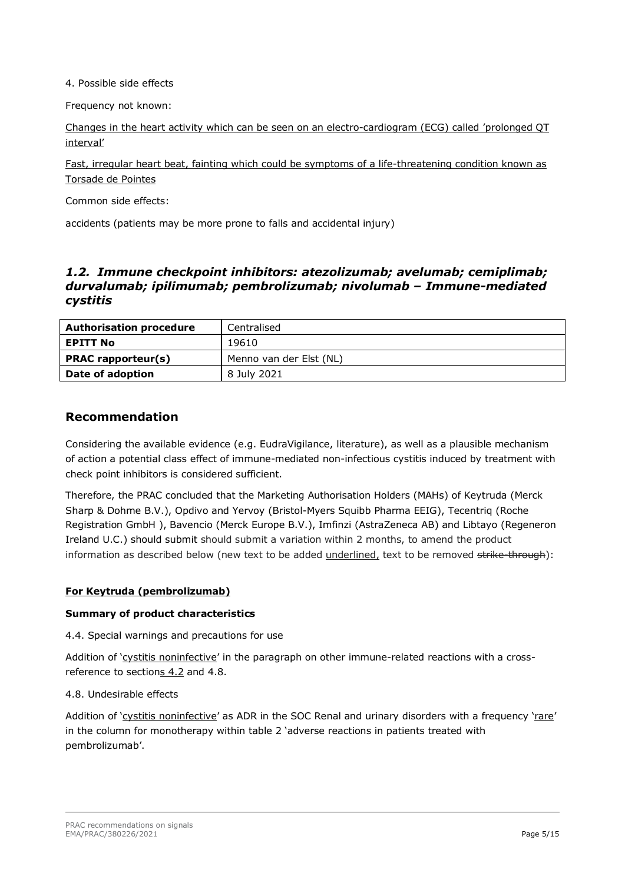4. Possible side effects

Frequency not known:

<u>Changes in the heart activity which can be seen on an electro-cardiogram (ECG) called 'prolonged QT interval'</u>

<u>Fast, irregular heart beat, fainting which could be symptoms of a life-threatening condition known as Torsade de Pointes</u>

Common side effects:

accidents (patients may be more prone to falls and accidental injury)

## *1.2. Immune checkpoint inhibitors: atezolizumab; avelumab; cemiplimab; durvalumab; ipilimumab; pembrolizumab; nivolumab – Immune-mediated cystitis*

| **Authorisation procedure** | Centralised |
|---|---|
| **EPITT No** | 19610 |
| **PRAC rapporteur(s)** | Menno van der Elst (NL) |
| **Date of adoption** | 8 July 2021 |

## Recommendation

Considering the available evidence (e.g. EudraVigilance, literature), as well as a plausible mechanism of action a potential class effect of immune-mediated non-infectious cystitis induced by treatment with check point inhibitors is considered sufficient.

Therefore, the PRAC concluded that the Marketing Authorisation Holders (MAHs) of Keytruda (Merck Sharp & Dohme B.V.), Opdivo and Yervoy (Bristol-Myers Squibb Pharma EEIG), Tecentriq (Roche Registration GmbH ), Bavencio (Merck Europe B.V.), Imfinzi (AstraZeneca AB) and Libtayo (Regeneron Ireland U.C.) should submit should submit a variation within 2 months, to amend the product information as described below (new text to be added <u>underlined</u>, text to be removed ~~strike-through~~):

**<u>For Keytruda (pembrolizumab)</u>**

**Summary of product characteristics**

4.4. Special warnings and precautions for use

Addition of '<u>cystitis noninfective</u>' in the paragraph on other immune-related reactions with a cross-reference to section<u>s 4.2</u> and 4.8.

4.8. Undesirable effects

Addition of '<u>cystitis noninfective</u>' as ADR in the SOC Renal and urinary disorders with a frequency '<u>rare</u>' in the column for monotherapy within table 2 'adverse reactions in patients treated with pembrolizumab'.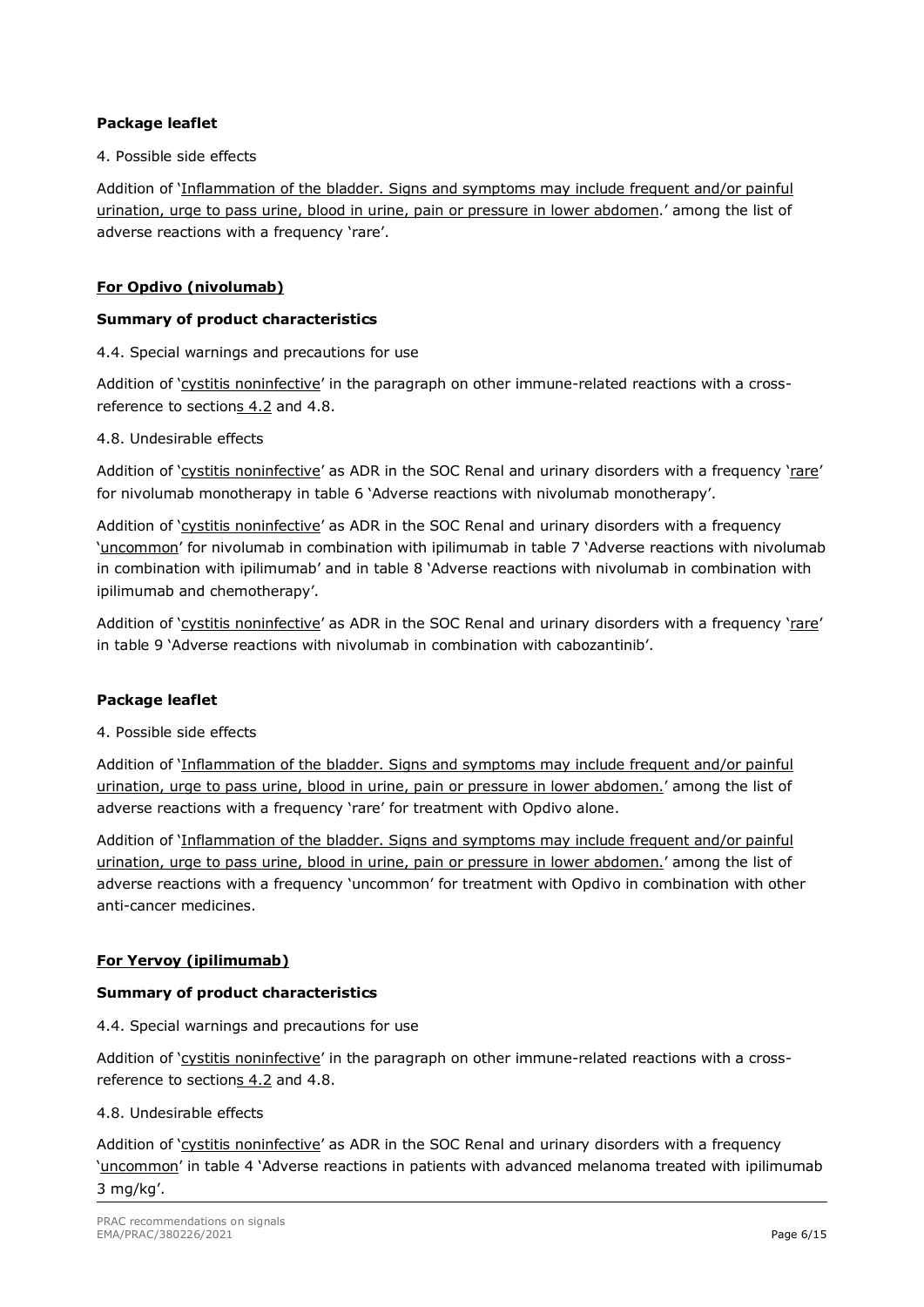**Package leaflet**

4. Possible side effects

Addition of 'Inflammation of the bladder. Signs and symptoms may include frequent and/or painful urination, urge to pass urine, blood in urine, pain or pressure in lower abdomen.' among the list of adverse reactions with a frequency 'rare'.

**For Opdivo (nivolumab)**

**Summary of product characteristics**

4.4. Special warnings and precautions for use

Addition of 'cystitis noninfective' in the paragraph on other immune-related reactions with a cross-reference to sections 4.2 and 4.8.

4.8. Undesirable effects

Addition of 'cystitis noninfective' as ADR in the SOC Renal and urinary disorders with a frequency 'rare' for nivolumab monotherapy in table 6 'Adverse reactions with nivolumab monotherapy'.

Addition of 'cystitis noninfective' as ADR in the SOC Renal and urinary disorders with a frequency 'uncommon' for nivolumab in combination with ipilimumab in table 7 'Adverse reactions with nivolumab in combination with ipilimumab' and in table 8 'Adverse reactions with nivolumab in combination with ipilimumab and chemotherapy'.

Addition of 'cystitis noninfective' as ADR in the SOC Renal and urinary disorders with a frequency 'rare' in table 9 'Adverse reactions with nivolumab in combination with cabozantinib'.

**Package leaflet**

4. Possible side effects

Addition of 'Inflammation of the bladder. Signs and symptoms may include frequent and/or painful urination, urge to pass urine, blood in urine, pain or pressure in lower abdomen.' among the list of adverse reactions with a frequency 'rare' for treatment with Opdivo alone.

Addition of 'Inflammation of the bladder. Signs and symptoms may include frequent and/or painful urination, urge to pass urine, blood in urine, pain or pressure in lower abdomen.' among the list of adverse reactions with a frequency 'uncommon' for treatment with Opdivo in combination with other anti-cancer medicines.

**For Yervoy (ipilimumab)**

**Summary of product characteristics**

4.4. Special warnings and precautions for use

Addition of 'cystitis noninfective' in the paragraph on other immune-related reactions with a cross-reference to sections 4.2 and 4.8.

4.8. Undesirable effects

Addition of 'cystitis noninfective' as ADR in the SOC Renal and urinary disorders with a frequency 'uncommon' in table 4 'Adverse reactions in patients with advanced melanoma treated with ipilimumab 3 mg/kg'.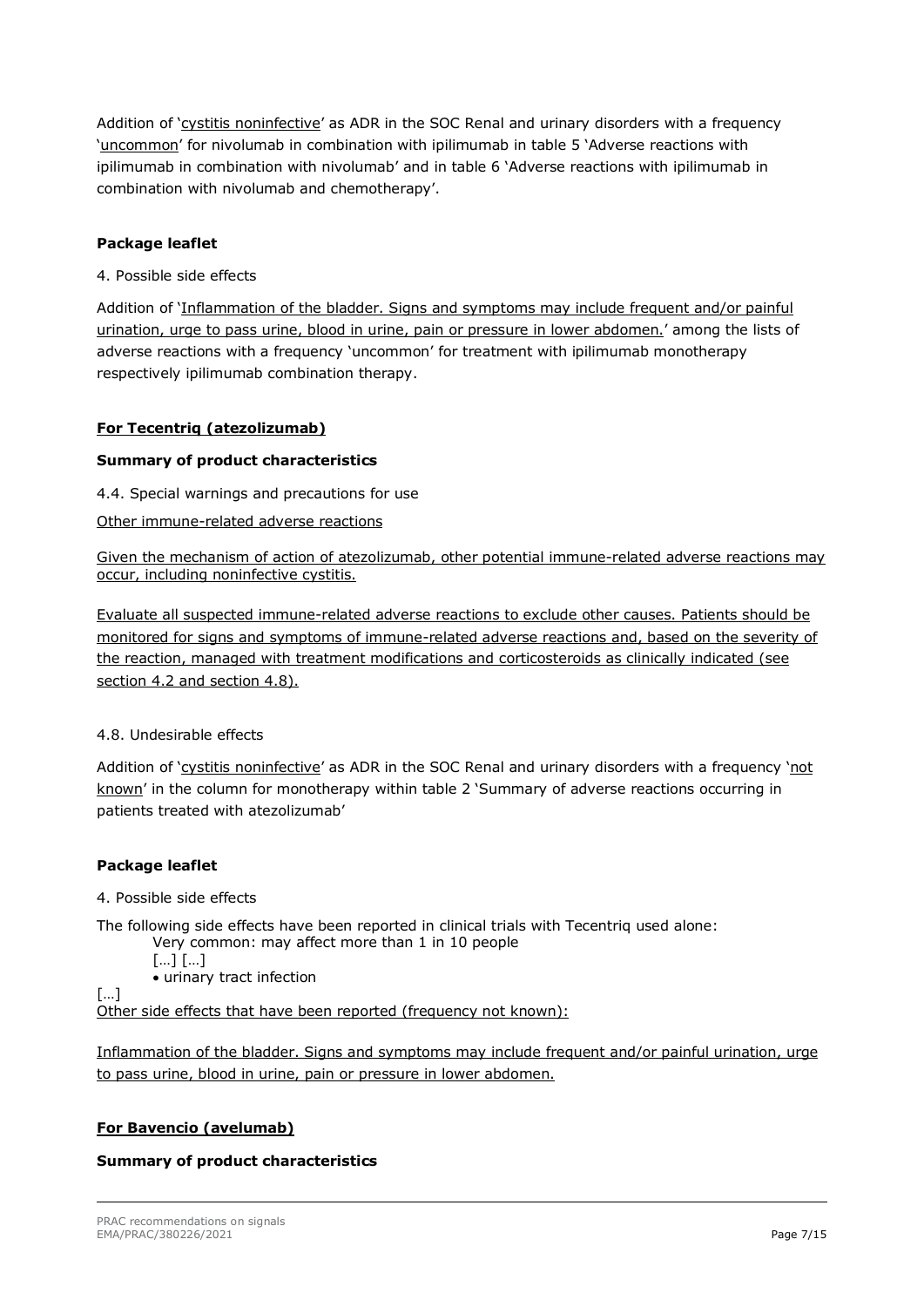Addition of '<u>cystitis noninfective</u>' as ADR in the SOC Renal and urinary disorders with a frequency '<u>uncommon</u>' for nivolumab in combination with ipilimumab in table 5 'Adverse reactions with ipilimumab in combination with nivolumab' and in table 6 'Adverse reactions with ipilimumab in combination with nivolumab and chemotherapy'.

**Package leaflet**

4. Possible side effects

Addition of '<u>Inflammation of the bladder. Signs and symptoms may include frequent and/or painful urination, urge to pass urine, blood in urine, pain or pressure in lower abdomen.</u>' among the lists of adverse reactions with a frequency 'uncommon' for treatment with ipilimumab monotherapy respectively ipilimumab combination therapy.

**<u>For Tecentriq (atezolizumab)</u>**

**Summary of product characteristics**

4.4. Special warnings and precautions for use

<u>Other immune-related adverse reactions</u>

<u>Given the mechanism of action of atezolizumab, other potential immune-related adverse reactions may occur, including noninfective cystitis.</u>

<u>Evaluate all suspected immune-related adverse reactions to exclude other causes. Patients should be monitored for signs and symptoms of immune-related adverse reactions and, based on the severity of the reaction, managed with treatment modifications and corticosteroids as clinically indicated (see section 4.2 and section 4.8).</u>

4.8. Undesirable effects

Addition of '<u>cystitis noninfective</u>' as ADR in the SOC Renal and urinary disorders with a frequency '<u>not known</u>' in the column for monotherapy within table 2 'Summary of adverse reactions occurring in patients treated with atezolizumab'

**Package leaflet**

4. Possible side effects

The following side effects have been reported in clinical trials with Tecentriq used alone:

Very common: may affect more than 1 in 10 people

[…] […]

- urinary tract infection

[…]

<u>Other side effects that have been reported (frequency not known):</u>

<u>Inflammation of the bladder. Signs and symptoms may include frequent and/or painful urination, urge to pass urine, blood in urine, pain or pressure in lower abdomen.</u>

**<u>For Bavencio (avelumab)</u>**

**Summary of product characteristics**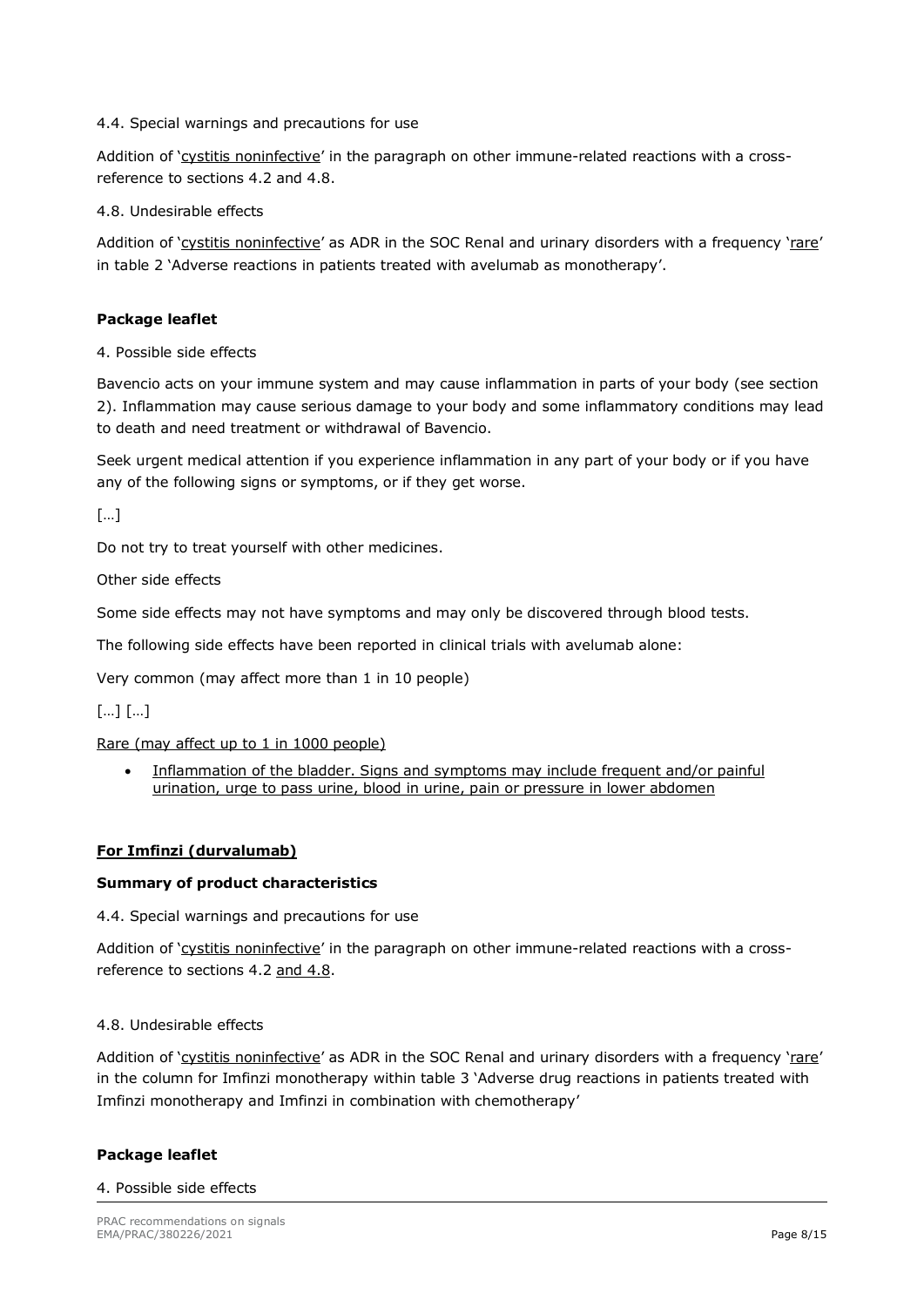4.4. Special warnings and precautions for use

Addition of '<u>cystitis noninfective</u>' in the paragraph on other immune-related reactions with a cross-reference to sections 4.2 and 4.8.

4.8. Undesirable effects

Addition of '<u>cystitis noninfective</u>' as ADR in the SOC Renal and urinary disorders with a frequency '<u>rare</u>' in table 2 'Adverse reactions in patients treated with avelumab as monotherapy'.

**Package leaflet**

4. Possible side effects

Bavencio acts on your immune system and may cause inflammation in parts of your body (see section 2). Inflammation may cause serious damage to your body and some inflammatory conditions may lead to death and need treatment or withdrawal of Bavencio.

Seek urgent medical attention if you experience inflammation in any part of your body or if you have any of the following signs or symptoms, or if they get worse.

[…]

Do not try to treat yourself with other medicines.

Other side effects

Some side effects may not have symptoms and may only be discovered through blood tests.

The following side effects have been reported in clinical trials with avelumab alone:

Very common (may affect more than 1 in 10 people)

[…] […]

<u>Rare (may affect up to 1 in 1000 people)</u>

- <u>Inflammation of the bladder. Signs and symptoms may include frequent and/or painful urination, urge to pass urine, blood in urine, pain or pressure in lower abdomen</u>

## <u>For Imfinzi (durvalumab)</u>

**Summary of product characteristics**

4.4. Special warnings and precautions for use

Addition of '<u>cystitis noninfective</u>' in the paragraph on other immune-related reactions with a cross-reference to sections 4.2 <u>and 4.8</u>.

4.8. Undesirable effects

Addition of '<u>cystitis noninfective</u>' as ADR in the SOC Renal and urinary disorders with a frequency '<u>rare</u>' in the column for Imfinzi monotherapy within table 3 'Adverse drug reactions in patients treated with Imfinzi monotherapy and Imfinzi in combination with chemotherapy'

**Package leaflet**

4. Possible side effects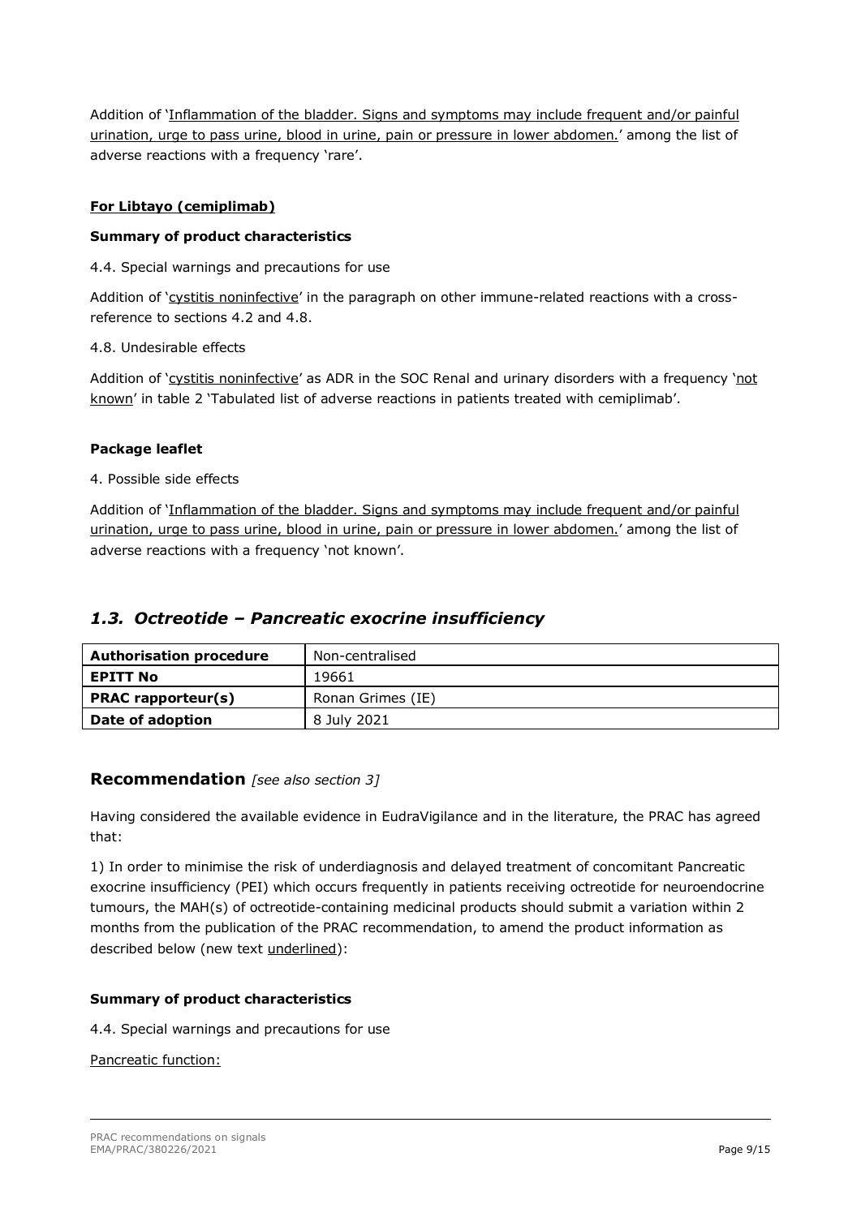Addition of '<u>Inflammation of the bladder. Signs and symptoms may include frequent and/or painful urination, urge to pass urine, blood in urine, pain or pressure in lower abdomen.</u>' among the list of adverse reactions with a frequency 'rare'.

**<u>For Libtayo (cemiplimab)</u>**

**Summary of product characteristics**

4.4. Special warnings and precautions for use

Addition of '<u>cystitis noninfective</u>' in the paragraph on other immune-related reactions with a cross-reference to sections 4.2 and 4.8.

4.8. Undesirable effects

Addition of '<u>cystitis noninfective</u>' as ADR in the SOC Renal and urinary disorders with a frequency '<u>not known</u>' in table 2 'Tabulated list of adverse reactions in patients treated with cemiplimab'.

**Package leaflet**

4. Possible side effects

Addition of '<u>Inflammation of the bladder. Signs and symptoms may include frequent and/or painful urination, urge to pass urine, blood in urine, pain or pressure in lower abdomen.</u>' among the list of adverse reactions with a frequency 'not known'.

## *1.3. Octreotide – Pancreatic exocrine insufficiency*

| **Authorisation procedure** | Non-centralised |
|---|---|
| **EPITT No** | 19661 |
| **PRAC rapporteur(s)** | Ronan Grimes (IE) |
| **Date of adoption** | 8 July 2021 |

### Recommendation *[see also section 3]*

Having considered the available evidence in EudraVigilance and in the literature, the PRAC has agreed that:

1) In order to minimise the risk of underdiagnosis and delayed treatment of concomitant Pancreatic exocrine insufficiency (PEI) which occurs frequently in patients receiving octreotide for neuroendocrine tumours, the MAH(s) of octreotide-containing medicinal products should submit a variation within 2 months from the publication of the PRAC recommendation, to amend the product information as described below (new text <u>underlined</u>):

**Summary of product characteristics**

4.4. Special warnings and precautions for use

<u>Pancreatic function:</u>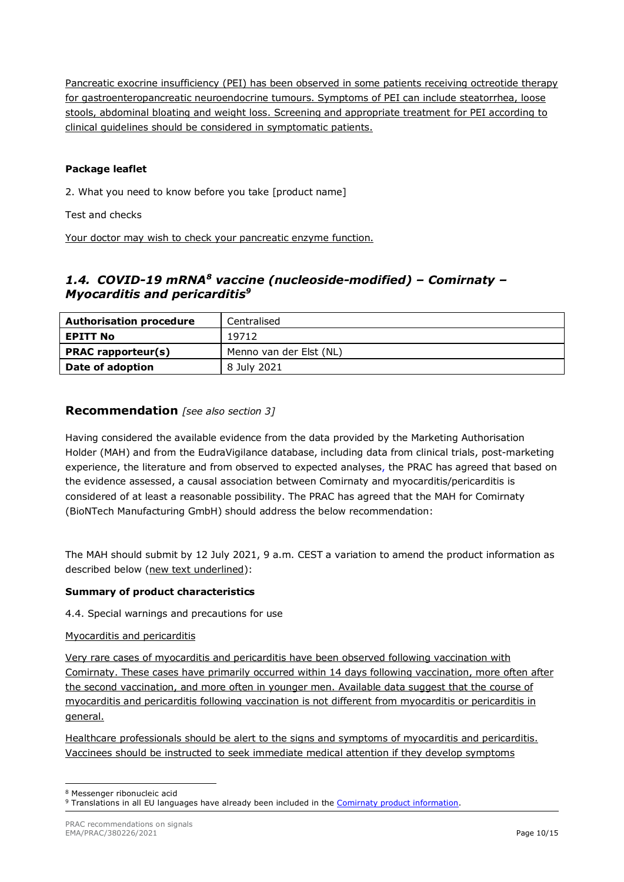<u>Pancreatic exocrine insufficiency (PEI) has been observed in some patients receiving octreotide therapy for gastroenteropancreatic neuroendocrine tumours. Symptoms of PEI can include steatorrhea, loose stools, abdominal bloating and weight loss. Screening and appropriate treatment for PEI according to clinical guidelines should be considered in symptomatic patients.</u>

**Package leaflet**

2. What you need to know before you take [product name]

Test and checks

<u>Your doctor may wish to check your pancreatic enzyme function.</u>

## *1.4. COVID-19 mRNA[8] vaccine (nucleoside-modified) – Comirnaty – Myocarditis and pericarditis[9]*

| **Authorisation procedure** | Centralised |
|---|---|
| **EPITT No** | 19712 |
| **PRAC rapporteur(s)** | Menno van der Elst (NL) |
| **Date of adoption** | 8 July 2021 |

### Recommendation *[see also section 3]*

Having considered the available evidence from the data provided by the Marketing Authorisation Holder (MAH) and from the EudraVigilance database, including data from clinical trials, post-marketing experience, the literature and from observed to expected analyses, the PRAC has agreed that based on the evidence assessed, a causal association between Comirnaty and myocarditis/pericarditis is considered of at least a reasonable possibility. The PRAC has agreed that the MAH for Comirnaty (BioNTech Manufacturing GmbH) should address the below recommendation:

The MAH should submit by 12 July 2021, 9 a.m. CEST a variation to amend the product information as described below (<u>new text underlined</u>):

**Summary of product characteristics**

4.4. Special warnings and precautions for use

<u>Myocarditis and pericarditis</u>

<u>Very rare cases of myocarditis and pericarditis have been observed following vaccination with Comirnaty. These cases have primarily occurred within 14 days following vaccination, more often after the second vaccination, and more often in younger men. Available data suggest that the course of myocarditis and pericarditis following vaccination is not different from myocarditis or pericarditis in general.</u>

<u>Healthcare professionals should be alert to the signs and symptoms of myocarditis and pericarditis. Vaccinees should be instructed to seek immediate medical attention if they develop symptoms</u>

---

[8] Messenger ribonucleic acid

[9] Translations in all EU languages have already been included in the Comirnaty product information.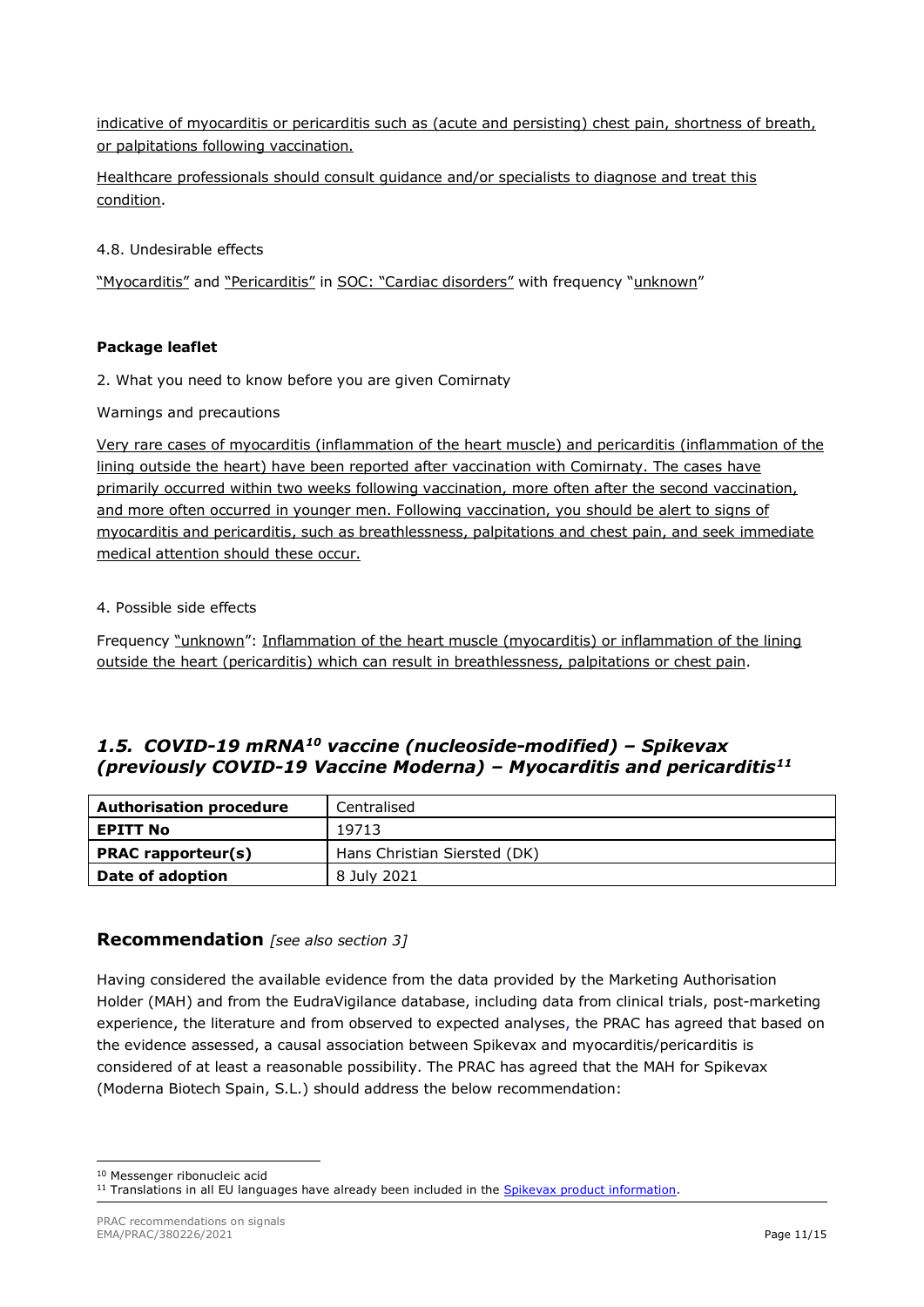indicative of myocarditis or pericarditis such as (acute and persisting) chest pain, shortness of breath, or palpitations following vaccination.

Healthcare professionals should consult guidance and/or specialists to diagnose and treat this condition.

4.8. Undesirable effects

"Myocarditis" and "Pericarditis" in SOC: "Cardiac disorders" with frequency "unknown"

**Package leaflet**

2. What you need to know before you are given Comirnaty

Warnings and precautions

Very rare cases of myocarditis (inflammation of the heart muscle) and pericarditis (inflammation of the lining outside the heart) have been reported after vaccination with Comirnaty. The cases have primarily occurred within two weeks following vaccination, more often after the second vaccination, and more often occurred in younger men. Following vaccination, you should be alert to signs of myocarditis and pericarditis, such as breathlessness, palpitations and chest pain, and seek immediate medical attention should these occur.

4. Possible side effects

Frequency "unknown": Inflammation of the heart muscle (myocarditis) or inflammation of the lining outside the heart (pericarditis) which can result in breathlessness, palpitations or chest pain.

### *1.5. COVID-19 mRNA[10] vaccine (nucleoside-modified) – Spikevax (previously COVID-19 Vaccine Moderna) – Myocarditis and pericarditis[11]*

| **Authorisation procedure** | Centralised |
|---|---|
| **EPITT No** | 19713 |
| **PRAC rapporteur(s)** | Hans Christian Siersted (DK) |
| **Date of adoption** | 8 July 2021 |

## Recommendation *[see also section 3]*

Having considered the available evidence from the data provided by the Marketing Authorisation Holder (MAH) and from the EudraVigilance database, including data from clinical trials, post-marketing experience, the literature and from observed to expected analyses, the PRAC has agreed that based on the evidence assessed, a causal association between Spikevax and myocarditis/pericarditis is considered of at least a reasonable possibility. The PRAC has agreed that the MAH for Spikevax (Moderna Biotech Spain, S.L.) should address the below recommendation:

[10] Messenger ribonucleic acid

[11] Translations in all EU languages have already been included in the Spikevax product information.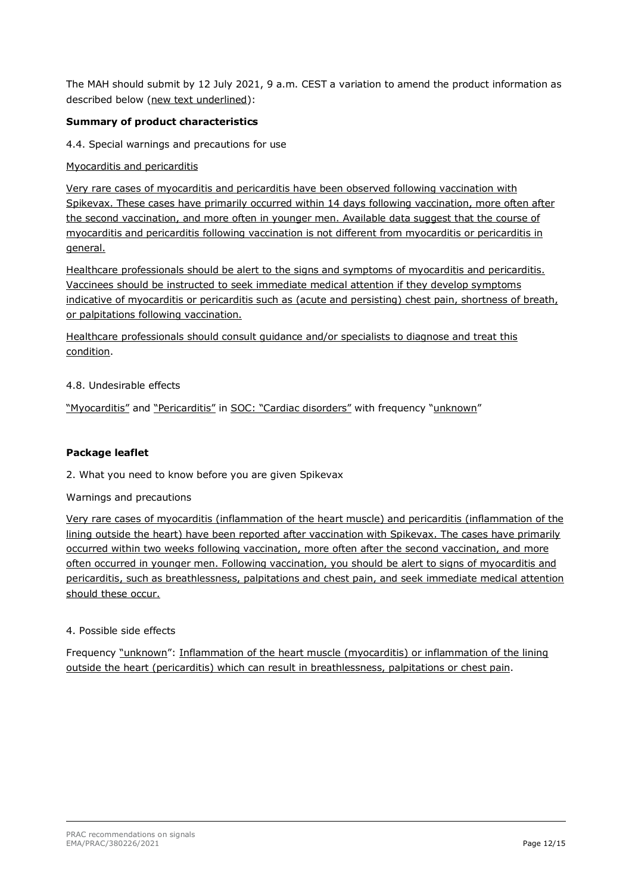The MAH should submit by 12 July 2021, 9 a.m. CEST a variation to amend the product information as described below (<u>new text underlined</u>):

**Summary of product characteristics**

4.4. Special warnings and precautions for use

<u>Myocarditis and pericarditis</u>

<u>Very rare cases of myocarditis and pericarditis have been observed following vaccination with Spikevax. These cases have primarily occurred within 14 days following vaccination, more often after the second vaccination, and more often in younger men. Available data suggest that the course of myocarditis and pericarditis following vaccination is not different from myocarditis or pericarditis in general.</u>

<u>Healthcare professionals should be alert to the signs and symptoms of myocarditis and pericarditis. Vaccinees should be instructed to seek immediate medical attention if they develop symptoms indicative of myocarditis or pericarditis such as (acute and persisting) chest pain, shortness of breath, or palpitations following vaccination.</u>

<u>Healthcare professionals should consult guidance and/or specialists to diagnose and treat this condition</u>.

4.8. Undesirable effects

<u>"Myocarditis"</u> and <u>"Pericarditis"</u> in <u>SOC: "Cardiac disorders"</u> with frequency "<u>unknown</u>"

**Package leaflet**

2. What you need to know before you are given Spikevax

Warnings and precautions

<u>Very rare cases of myocarditis (inflammation of the heart muscle) and pericarditis (inflammation of the lining outside the heart) have been reported after vaccination with Spikevax. The cases have primarily occurred within two weeks following vaccination, more often after the second vaccination, and more often occurred in younger men. Following vaccination, you should be alert to signs of myocarditis and pericarditis, such as breathlessness, palpitations and chest pain, and seek immediate medical attention should these occur.</u>

4. Possible side effects

Frequency <u>"unknown"</u>: <u>Inflammation of the heart muscle (myocarditis) or inflammation of the lining outside the heart (pericarditis) which can result in breathlessness, palpitations or chest pain</u>.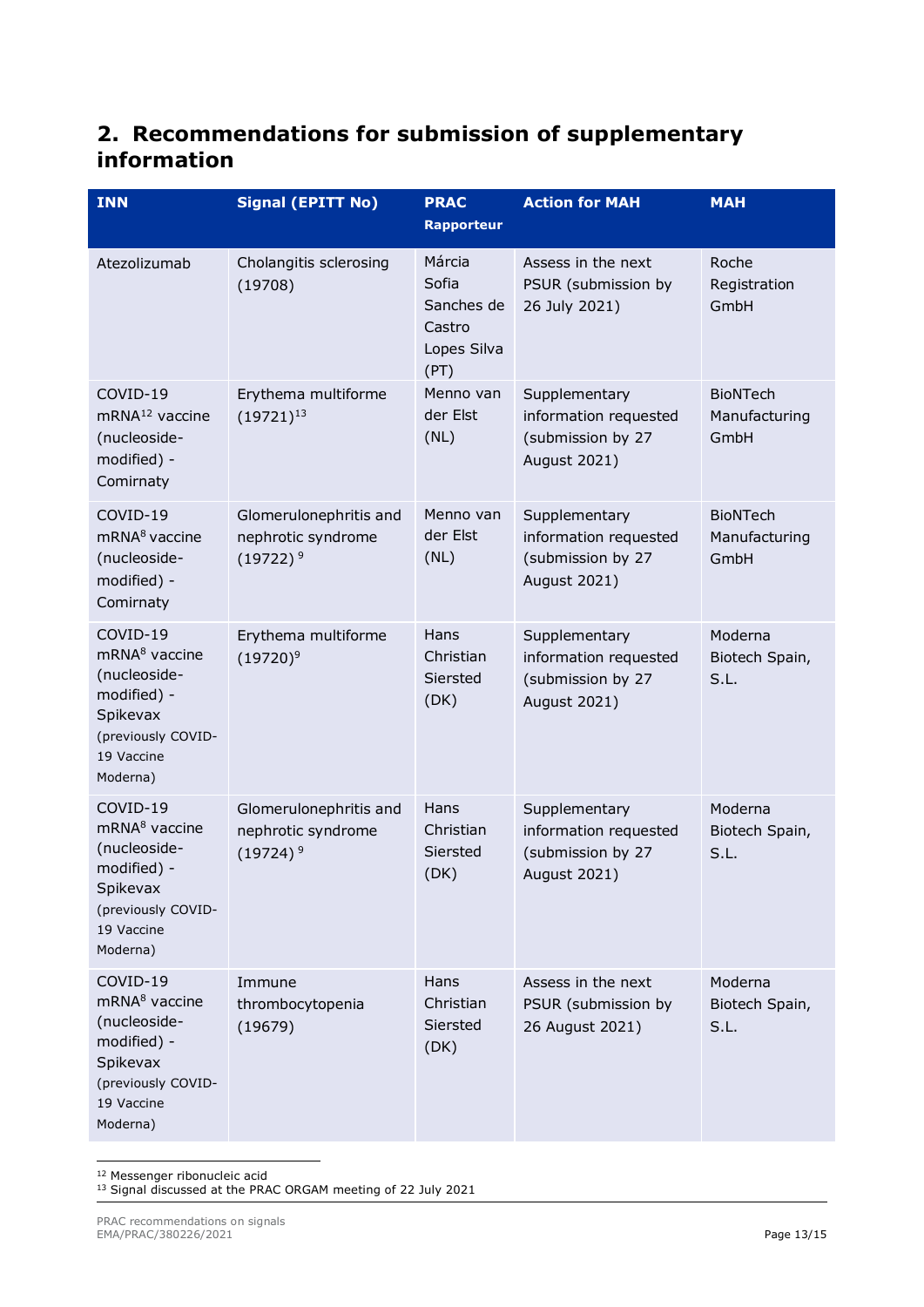## 2. Recommendations for submission of supplementary information

| INN | Signal (EPITT No) | PRAC Rapporteur | Action for MAH | MAH |
|---|---|---|---|---|
| Atezolizumab | Cholangitis sclerosing (19708) | Márcia Sofia Sanches de Castro Lopes Silva (PT) | Assess in the next PSUR (submission by 26 July 2021) | Roche Registration GmbH |
| COVID-19 mRNA[12] vaccine (nucleoside-modified) - Comirnaty | Erythema multiforme (19721)[13] | Menno van der Elst (NL) | Supplementary information requested (submission by 27 August 2021) | BioNTech Manufacturing GmbH |
| COVID-19 mRNA[8] vaccine (nucleoside-modified) - Comirnaty | Glomerulonephritis and nephrotic syndrome (19722) [9] | Menno van der Elst (NL) | Supplementary information requested (submission by 27 August 2021) | BioNTech Manufacturing GmbH |
| COVID-19 mRNA[8] vaccine (nucleoside-modified) - Spikevax (previously COVID-19 Vaccine Moderna) | Erythema multiforme (19720)[9] | Hans Christian Siersted (DK) | Supplementary information requested (submission by 27 August 2021) | Moderna Biotech Spain, S.L. |
| COVID-19 mRNA[8] vaccine (nucleoside-modified) - Spikevax (previously COVID-19 Vaccine Moderna) | Glomerulonephritis and nephrotic syndrome (19724) [9] | Hans Christian Siersted (DK) | Supplementary information requested (submission by 27 August 2021) | Moderna Biotech Spain, S.L. |
| COVID-19 mRNA[8] vaccine (nucleoside-modified) - Spikevax (previously COVID-19 Vaccine Moderna) | Immune thrombocytopenia (19679) | Hans Christian Siersted (DK) | Assess in the next PSUR (submission by 26 August 2021) | Moderna Biotech Spain, S.L. |

[12] Messenger ribonucleic acid
[13] Signal discussed at the PRAC ORGAM meeting of 22 July 2021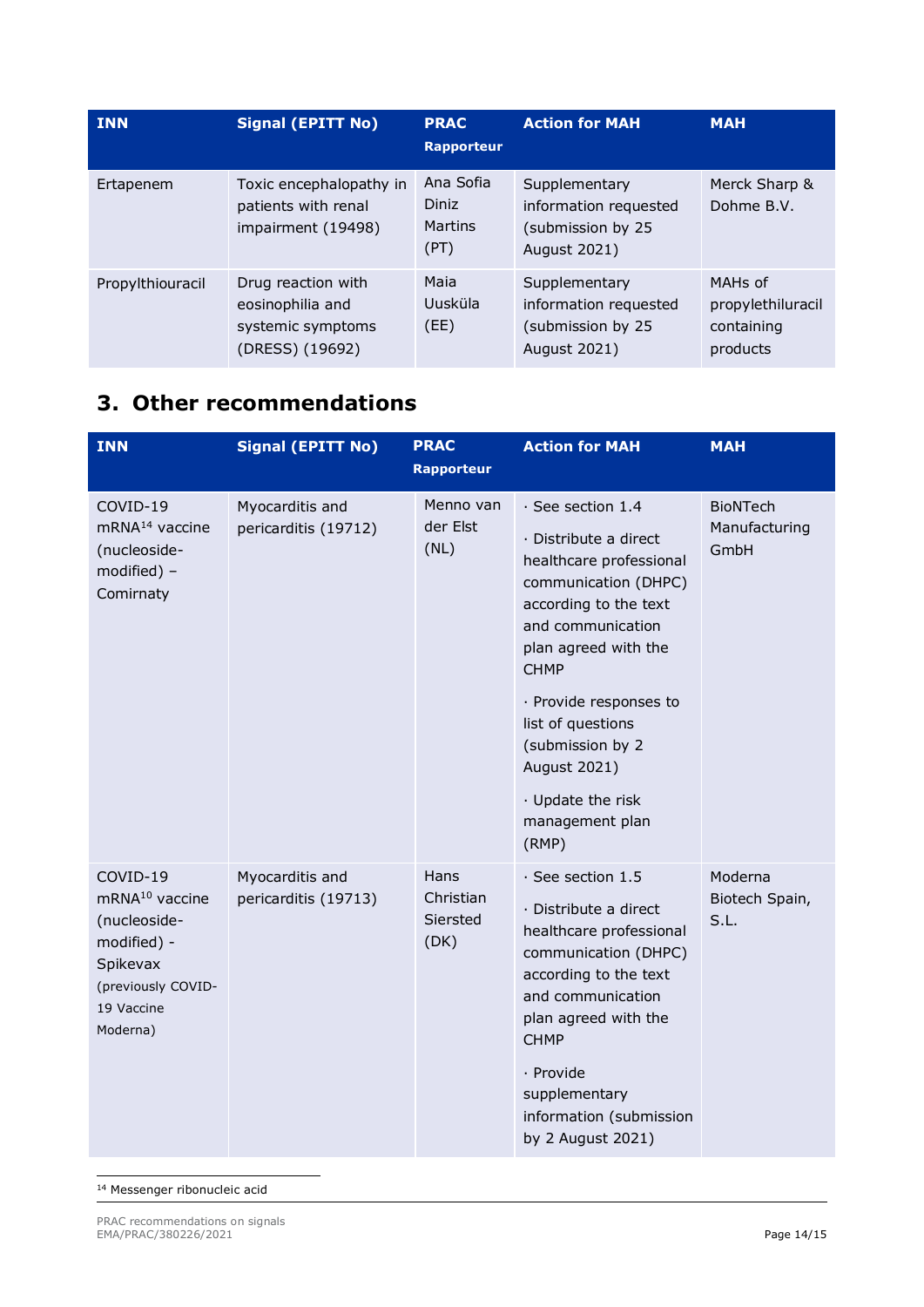| INN | Signal (EPITT No) | PRAC Rapporteur | Action for MAH | MAH |
|---|---|---|---|---|
| Ertapenem | Toxic encephalopathy in patients with renal impairment (19498) | Ana Sofia Diniz Martins (PT) | Supplementary information requested (submission by 25 August 2021) | Merck Sharp & Dohme B.V. |
| Propylthiouracil | Drug reaction with eosinophilia and systemic symptoms (DRESS) (19692) | Maia Uusküla (EE) | Supplementary information requested (submission by 25 August 2021) | MAHs of propylethiluracil containing products |

## 3. Other recommendations

| INN | Signal (EPITT No) | PRAC Rapporteur | Action for MAH | MAH |
|---|---|---|---|---|
| COVID-19 mRNA[14] vaccine (nucleoside-modified) – Comirnaty | Myocarditis and pericarditis (19712) | Menno van der Elst (NL) | · See section 1.4<br>· Distribute a direct healthcare professional communication (DHPC) according to the text and communication plan agreed with the CHMP<br>· Provide responses to list of questions (submission by 2 August 2021)<br>· Update the risk management plan (RMP) | BioNTech Manufacturing GmbH |
| COVID-19 mRNA[10] vaccine (nucleoside-modified) - Spikevax (previously COVID-19 Vaccine Moderna) | Myocarditis and pericarditis (19713) | Hans Christian Siersted (DK) | · See section 1.5<br>· Distribute a direct healthcare professional communication (DHPC) according to the text and communication plan agreed with the CHMP<br>· Provide supplementary information (submission by 2 August 2021) | Moderna Biotech Spain, S.L. |

[14] Messenger ribonucleic acid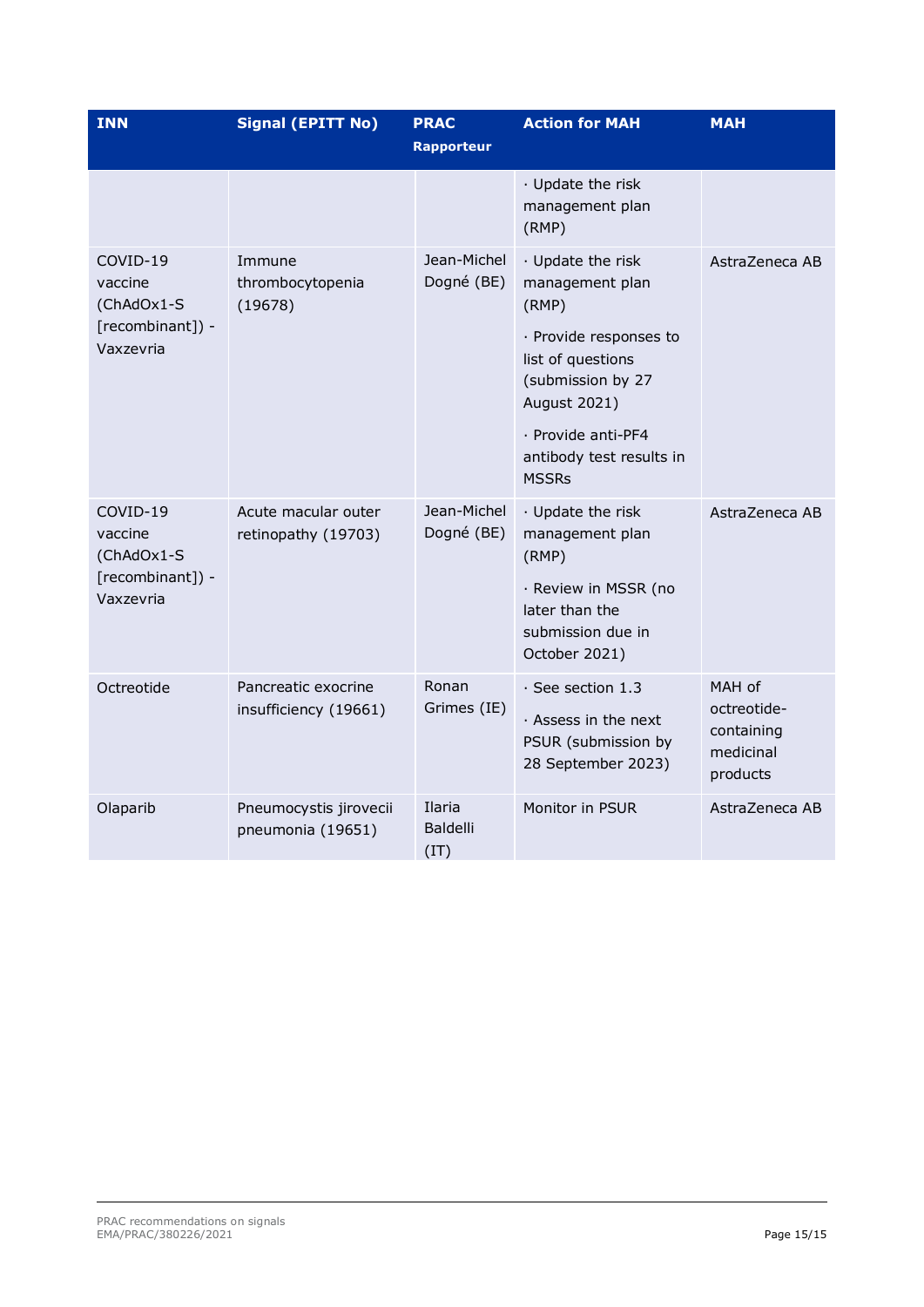| INN | Signal (EPITT No) | PRAC Rapporteur | Action for MAH | MAH |
|---|---|---|---|---|
| | | | · Update the risk management plan (RMP) | |
| COVID-19 vaccine (ChAdOx1-S [recombinant]) - Vaxzevria | Immune thrombocytopenia (19678) | Jean-Michel Dogné (BE) | · Update the risk management plan (RMP)<br>· Provide responses to list of questions (submission by 27 August 2021)<br>· Provide anti-PF4 antibody test results in MSSRs | AstraZeneca AB |
| COVID-19 vaccine (ChAdOx1-S [recombinant]) - Vaxzevria | Acute macular outer retinopathy (19703) | Jean-Michel Dogné (BE) | · Update the risk management plan (RMP)<br>· Review in MSSR (no later than the submission due in October 2021) | AstraZeneca AB |
| Octreotide | Pancreatic exocrine insufficiency (19661) | Ronan Grimes (IE) | · See section 1.3<br>· Assess in the next PSUR (submission by 28 September 2023) | MAH of octreotide-containing medicinal products |
| Olaparib | Pneumocystis jirovecii pneumonia (19651) | Ilaria Baldelli (IT) | Monitor in PSUR | AstraZeneca AB |